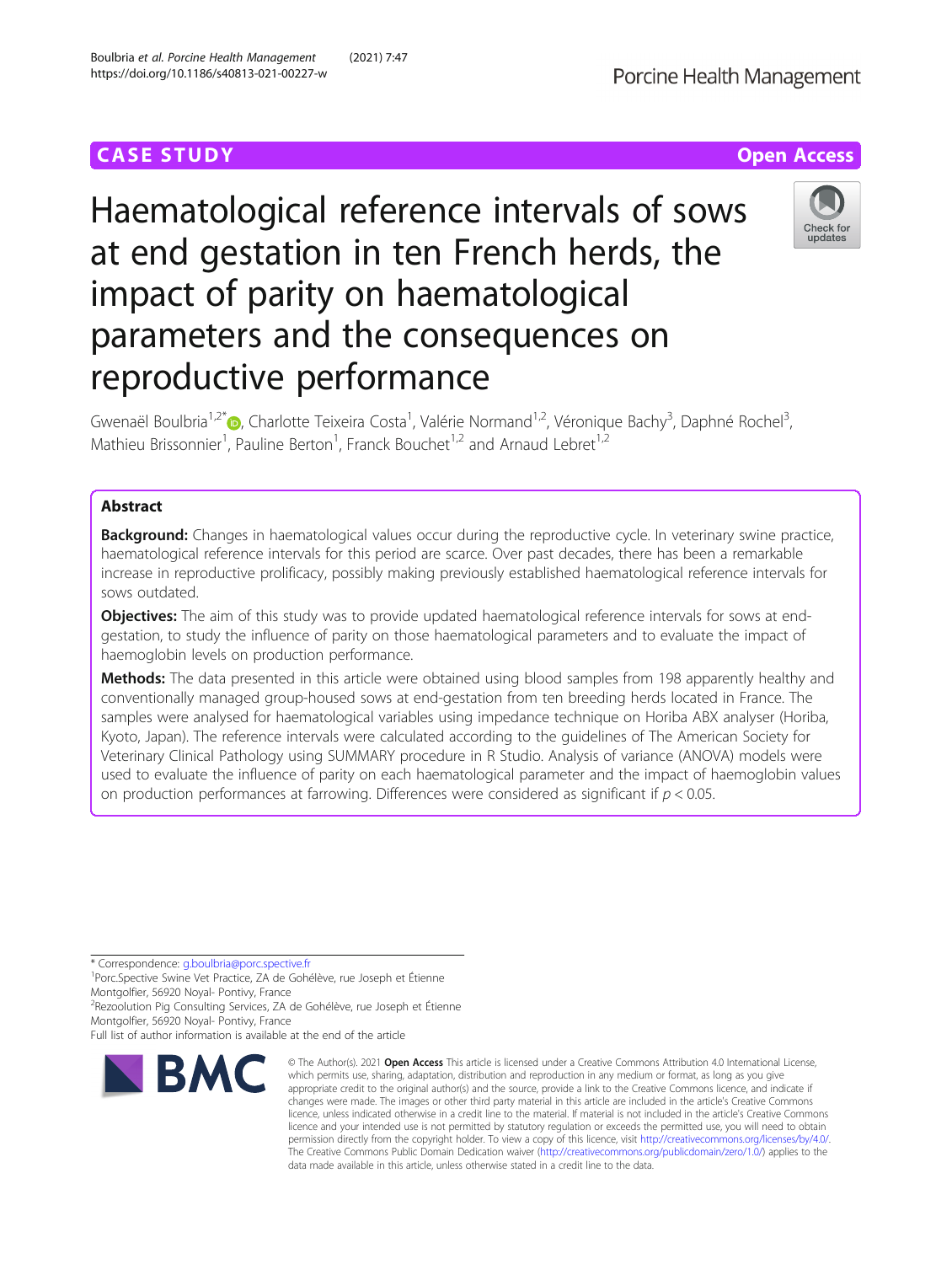CASE STUDY

Open Access

# Haematological reference intervals of sows at end gestation in ten French herds, the impact of parity on haematological parameters and the consequences on reproductive performance

Gwenaël Boulbria[1,2*], Charlotte Teixeira Costa[1], Valérie Normand[1,2], Véronique Bachy[3], Daphné Rochel[3], Mathieu Brissonnier[1], Pauline Berton[1], Franck Bouchet[1,2] and Arnaud Lebret[1,2]

## Abstract

**Background:** Changes in haematological values occur during the reproductive cycle. In veterinary swine practice, haematological reference intervals for this period are scarce. Over past decades, there has been a remarkable increase in reproductive prolificacy, possibly making previously established haematological reference intervals for sows outdated.

**Objectives:** The aim of this study was to provide updated haematological reference intervals for sows at end-gestation, to study the influence of parity on those haematological parameters and to evaluate the impact of haemoglobin levels on production performance.

**Methods:** The data presented in this article were obtained using blood samples from 198 apparently healthy and conventionally managed group-housed sows at end-gestation from ten breeding herds located in France. The samples were analysed for haematological variables using impedance technique on Horiba ABX analyser (Horiba, Kyoto, Japan). The reference intervals were calculated according to the guidelines of The American Society for Veterinary Clinical Pathology using SUMMARY procedure in R Studio. Analysis of variance (ANOVA) models were used to evaluate the influence of parity on each haematological parameter and the impact of haemoglobin values on production performances at farrowing. Differences were considered as significant if $p < 0.05$.

\* Correspondence: g.boulbria@porc.spective.fr

[1]Porc.Spective Swine Vet Practice, ZA de Gohélève, rue Joseph et Étienne Montgolfier, 56920 Noyal- Pontivy, France

[2]Rezoolution Pig Consulting Services, ZA de Gohélève, rue Joseph et Étienne Montgolfier, 56920 Noyal- Pontivy, France

Full list of author information is available at the end of the article

© The Author(s). 2021 **Open Access** This article is licensed under a Creative Commons Attribution 4.0 International License, which permits use, sharing, adaptation, distribution and reproduction in any medium or format, as long as you give appropriate credit to the original author(s) and the source, provide a link to the Creative Commons licence, and indicate if changes were made. The images or other third party material in this article are included in the article's Creative Commons licence, unless indicated otherwise in a credit line to the material. If material is not included in the article's Creative Commons licence and your intended use is not permitted by statutory regulation or exceeds the permitted use, you will need to obtain permission directly from the copyright holder. To view a copy of this licence, visit http://creativecommons.org/licenses/by/4.0/. The Creative Commons Public Domain Dedication waiver (http://creativecommons.org/publicdomain/zero/1.0/) applies to the data made available in this article, unless otherwise stated in a credit line to the data.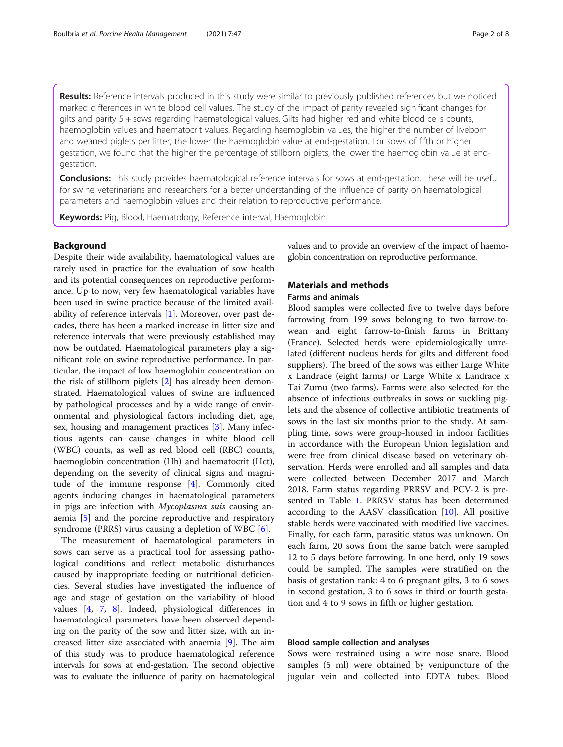**Results:** Reference intervals produced in this study were similar to previously published references but we noticed marked differences in white blood cell values. The study of the impact of parity revealed significant changes for gilts and parity 5 + sows regarding haematological values. Gilts had higher red and white blood cells counts, haemoglobin values and haematocrit values. Regarding haemoglobin values, the higher the number of liveborn and weaned piglets per litter, the lower the haemoglobin value at end-gestation. For sows of fifth or higher gestation, we found that the higher the percentage of stillborn piglets, the lower the haemoglobin value at end-gestation.

**Conclusions:** This study provides haematological reference intervals for sows at end-gestation. These will be useful for swine veterinarians and researchers for a better understanding of the influence of parity on haematological parameters and haemoglobin values and their relation to reproductive performance.

**Keywords:** Pig, Blood, Haematology, Reference interval, Haemoglobin

## Background

Despite their wide availability, haematological values are rarely used in practice for the evaluation of sow health and its potential consequences on reproductive performance. Up to now, very few haematological variables have been used in swine practice because of the limited availability of reference intervals [1]. Moreover, over past decades, there has been a marked increase in litter size and reference intervals that were previously established may now be outdated. Haematological parameters play a significant role on swine reproductive performance. In particular, the impact of low haemoglobin concentration on the risk of stillborn piglets [2] has already been demonstrated. Haematological values of swine are influenced by pathological processes and by a wide range of environmental and physiological factors including diet, age, sex, housing and management practices [3]. Many infectious agents can cause changes in white blood cell (WBC) counts, as well as red blood cell (RBC) counts, haemoglobin concentration (Hb) and haematocrit (Hct), depending on the severity of clinical signs and magnitude of the immune response [4]. Commonly cited agents inducing changes in haematological parameters in pigs are infection with *Mycoplasma suis* causing anaemia [5] and the porcine reproductive and respiratory syndrome (PRRS) virus causing a depletion of WBC [6].

The measurement of haematological parameters in sows can serve as a practical tool for assessing pathological conditions and reflect metabolic disturbances caused by inappropriate feeding or nutritional deficiencies. Several studies have investigated the influence of age and stage of gestation on the variability of blood values [4, 7, 8]. Indeed, physiological differences in haematological parameters have been observed depending on the parity of the sow and litter size, with an increased litter size associated with anaemia [9]. The aim of this study was to produce haematological reference intervals for sows at end-gestation. The second objective was to evaluate the influence of parity on haematological values and to provide an overview of the impact of haemoglobin concentration on reproductive performance.

## Materials and methods

### Farms and animals

Blood samples were collected five to twelve days before farrowing from 199 sows belonging to two farrow-to-wean and eight farrow-to-finish farms in Brittany (France). Selected herds were epidemiologically unrelated (different nucleus herds for gilts and different food suppliers). The breed of the sows was either Large White x Landrace (eight farms) or Large White x Landrace x Tai Zumu (two farms). Farms were also selected for the absence of infectious outbreaks in sows or suckling piglets and the absence of collective antibiotic treatments of sows in the last six months prior to the study. At sampling time, sows were group-housed in indoor facilities in accordance with the European Union legislation and were free from clinical disease based on veterinary observation. Herds were enrolled and all samples and data were collected between December 2017 and March 2018. Farm status regarding PRRSV and PCV-2 is presented in Table 1. PRRSV status has been determined according to the AASV classification [10]. All positive stable herds were vaccinated with modified live vaccines. Finally, for each farm, parasitic status was unknown. On each farm, 20 sows from the same batch were sampled 12 to 5 days before farrowing. In one herd, only 19 sows could be sampled. The samples were stratified on the basis of gestation rank: 4 to 6 pregnant gilts, 3 to 6 sows in second gestation, 3 to 6 sows in third or fourth gestation and 4 to 9 sows in fifth or higher gestation.

### Blood sample collection and analyses

Sows were restrained using a wire nose snare. Blood samples (5 ml) were obtained by venipuncture of the jugular vein and collected into EDTA tubes. Blood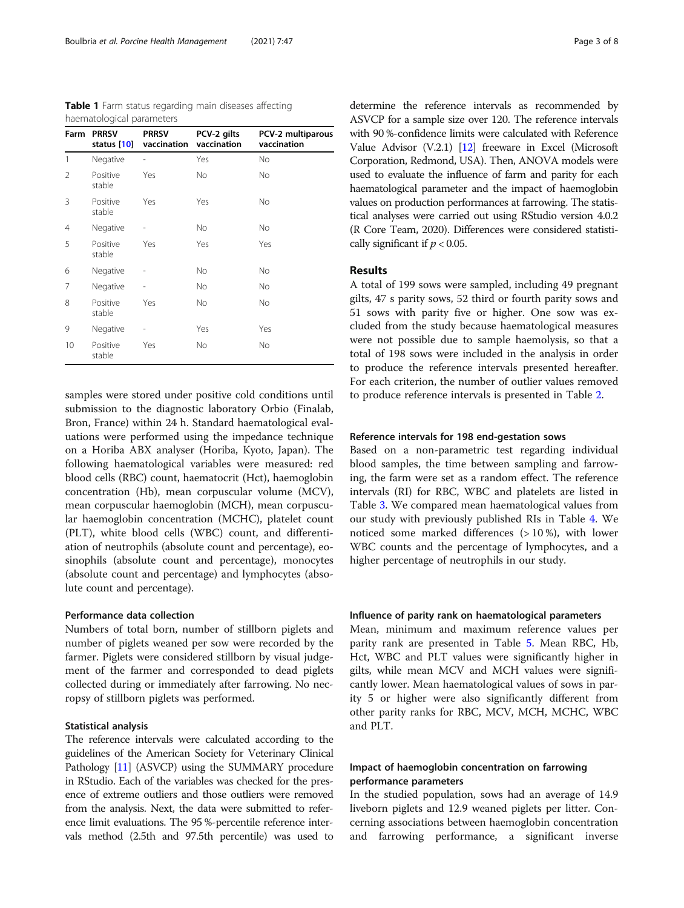**Table 1** Farm status regarding main diseases affecting haematological parameters

| Farm | PRRSV status [10] | PRRSV vaccination | PCV-2 gilts vaccination | PCV-2 multiparous vaccination |
|---|---|---|---|---|
| 1 | Negative | - | Yes | No |
| 2 | Positive stable | Yes | No | No |
| 3 | Positive stable | Yes | Yes | No |
| 4 | Negative | - | No | No |
| 5 | Positive stable | Yes | Yes | Yes |
| 6 | Negative | - | No | No |
| 7 | Negative | - | No | No |
| 8 | Positive stable | Yes | No | No |
| 9 | Negative | - | Yes | Yes |
| 10 | Positive stable | Yes | No | No |

samples were stored under positive cold conditions until submission to the diagnostic laboratory Orbio (Finalab, Bron, France) within 24 h. Standard haematological evaluations were performed using the impedance technique on a Horiba ABX analyser (Horiba, Kyoto, Japan). The following haematological variables were measured: red blood cells (RBC) count, haematocrit (Hct), haemoglobin concentration (Hb), mean corpuscular volume (MCV), mean corpuscular haemoglobin (MCH), mean corpuscular haemoglobin concentration (MCHC), platelet count (PLT), white blood cells (WBC) count, and differentiation of neutrophils (absolute count and percentage), eosinophils (absolute count and percentage), monocytes (absolute count and percentage) and lymphocytes (absolute count and percentage).

### Performance data collection

Numbers of total born, number of stillborn piglets and number of piglets weaned per sow were recorded by the farmer. Piglets were considered stillborn by visual judgement of the farmer and corresponded to dead piglets collected during or immediately after farrowing. No necropsy of stillborn piglets was performed.

### Statistical analysis

The reference intervals were calculated according to the guidelines of the American Society for Veterinary Clinical Pathology [11] (ASVCP) using the SUMMARY procedure in RStudio. Each of the variables was checked for the presence of extreme outliers and those outliers were removed from the analysis. Next, the data were submitted to reference limit evaluations. The 95 %-percentile reference intervals method (2.5th and 97.5th percentile) was used to determine the reference intervals as recommended by ASVCP for a sample size over 120. The reference intervals with 90 %-confidence limits were calculated with Reference Value Advisor (V.2.1) [12] freeware in Excel (Microsoft Corporation, Redmond, USA). Then, ANOVA models were used to evaluate the influence of farm and parity for each haematological parameter and the impact of haemoglobin values on production performances at farrowing. The statistical analyses were carried out using RStudio version 4.0.2 (R Core Team, 2020). Differences were considered statistically significant if $p < 0.05$.

## Results

A total of 199 sows were sampled, including 49 pregnant gilts, 47 s parity sows, 52 third or fourth parity sows and 51 sows with parity five or higher. One sow was excluded from the study because haematological measures were not possible due to sample haemolysis, so that a total of 198 sows were included in the analysis in order to produce the reference intervals presented hereafter. For each criterion, the number of outlier values removed to produce reference intervals is presented in Table 2.

### Reference intervals for 198 end-gestation sows

Based on a non-parametric test regarding individual blood samples, the time between sampling and farrowing, the farm were set as a random effect. The reference intervals (RI) for RBC, WBC and platelets are listed in Table 3. We compared mean haematological values from our study with previously published RIs in Table 4. We noticed some marked differences (> 10 %), with lower WBC counts and the percentage of lymphocytes, and a higher percentage of neutrophils in our study.

### Influence of parity rank on haematological parameters

Mean, minimum and maximum reference values per parity rank are presented in Table 5. Mean RBC, Hb, Hct, WBC and PLT values were significantly higher in gilts, while mean MCV and MCH values were significantly lower. Mean haematological values of sows in parity 5 or higher were also significantly different from other parity ranks for RBC, MCV, MCH, MCHC, WBC and PLT.

### Impact of haemoglobin concentration on farrowing performance parameters

In the studied population, sows had an average of 14.9 liveborn piglets and 12.9 weaned piglets per litter. Concerning associations between haemoglobin concentration and farrowing performance, a significant inverse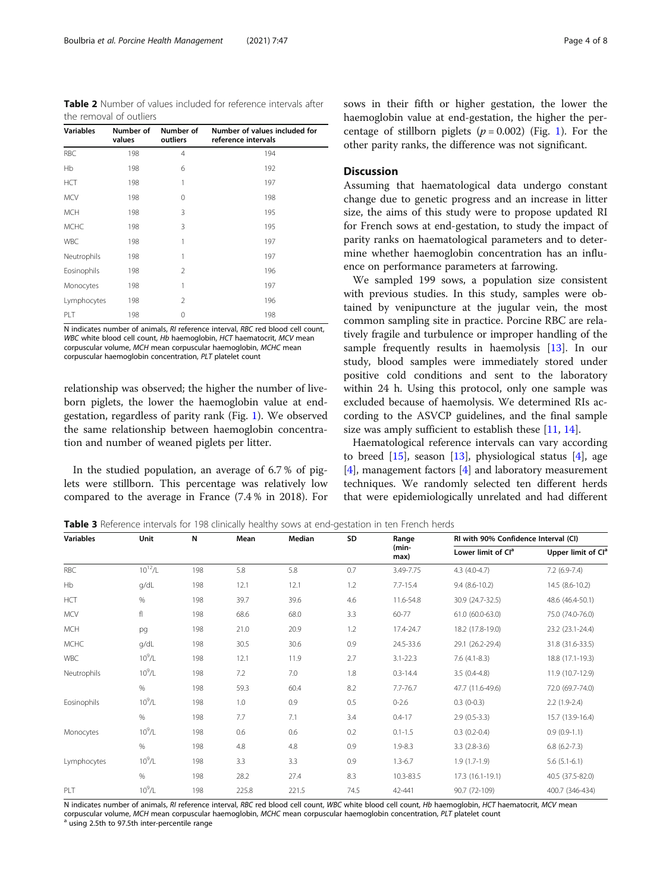**Table 2** Number of values included for reference intervals after the removal of outliers

| Variables | Number of values | Number of outliers | Number of values included for reference intervals |
|---|---|---|---|
| RBC | 198 | 4 | 194 |
| Hb | 198 | 6 | 192 |
| HCT | 198 | 1 | 197 |
| MCV | 198 | 0 | 198 |
| MCH | 198 | 3 | 195 |
| MCHC | 198 | 3 | 195 |
| WBC | 198 | 1 | 197 |
| Neutrophils | 198 | 1 | 197 |
| Eosinophils | 198 | 2 | 196 |
| Monocytes | 198 | 1 | 197 |
| Lymphocytes | 198 | 2 | 196 |
| PLT | 198 | 0 | 198 |

N indicates number of animals, *RI* reference interval, *RBC* red blood cell count, *WBC* white blood cell count, *Hb* haemoglobin, *HCT* haematocrit, *MCV* mean corpuscular volume, *MCH* mean corpuscular haemoglobin, *MCHC* mean corpuscular haemoglobin concentration, *PLT* platelet count

relationship was observed; the higher the number of liveborn piglets, the lower the haemoglobin value at end-gestation, regardless of parity rank (Fig. 1). We observed the same relationship between haemoglobin concentration and number of weaned piglets per litter.

In the studied population, an average of 6.7 % of piglets were stillborn. This percentage was relatively low compared to the average in France (7.4 % in 2018). For sows in their fifth or higher gestation, the lower the haemoglobin value at end-gestation, the higher the percentage of stillborn piglets ($p = 0.002$) (Fig. 1). For the other parity ranks, the difference was not significant.

## Discussion

Assuming that haematological data undergo constant change due to genetic progress and an increase in litter size, the aims of this study were to propose updated RI for French sows at end-gestation, to study the impact of parity ranks on haematological parameters and to determine whether haemoglobin concentration has an influence on performance parameters at farrowing.

We sampled 199 sows, a population size consistent with previous studies. In this study, samples were obtained by venipuncture at the jugular vein, the most common sampling site in practice. Porcine RBC are relatively fragile and turbulence or improper handling of the sample frequently results in haemolysis [13]. In our study, blood samples were immediately stored under positive cold conditions and sent to the laboratory within 24 h. Using this protocol, only one sample was excluded because of haemolysis. We determined RIs according to the ASVCP guidelines, and the final sample size was amply sufficient to establish these [11, 14].

Haematological reference intervals can vary according to breed [15], season [13], physiological status [4], age [4], management factors [4] and laboratory measurement techniques. We randomly selected ten different herds that were epidemiologically unrelated and had different

**Table 3** Reference intervals for 198 clinically healthy sows at end-gestation in ten French herds

| Variables | Unit | N | Mean | Median | SD | Range (min-max) | RI with 90% Confidence Interval (CI) | |
|---|---|---|---|---|---|---|---|---|
| | | | | | | | Lower limit of CI[a] | Upper limit of CI[a] |
| RBC | $10^{12}$/L | 198 | 5.8 | 5.8 | 0.7 | 3.49-7.75 | 4.3 (4.0-4.7) | 7.2 (6.9-7.4) |
| Hb | g/dL | 198 | 12.1 | 12.1 | 1.2 | 7.7-15.4 | 9.4 (8.6-10.2) | 14.5 (8.6-10.2) |
| HCT | % | 198 | 39.7 | 39.6 | 4.6 | 11.6-54.8 | 30.9 (24.7-32.5) | 48.6 (46.4-50.1) |
| MCV | fl | 198 | 68.6 | 68.0 | 3.3 | 60-77 | 61.0 (60.0-63.0) | 75.0 (74.0-76.0) |
| MCH | pg | 198 | 21.0 | 20.9 | 1.2 | 17.4-24.7 | 18.2 (17.8-19.0) | 23.2 (23.1-24.4) |
| MCHC | g/dL | 198 | 30.5 | 30.6 | 0.9 | 24.5-33.6 | 29.1 (26.2-29.4) | 31.8 (31.6-33.5) |
| WBC | $10^9$/L | 198 | 12.1 | 11.9 | 2.7 | 3.1-22.3 | 7.6 (4.1-8.3) | 18.8 (17.1-19.3) |
| Neutrophils | $10^9$/L | 198 | 7.2 | 7.0 | 1.8 | 0.3-14.4 | 3.5 (0.4-4.8) | 11.9 (10.7-12.9) |
| | % | 198 | 59.3 | 60.4 | 8.2 | 7.7-76.7 | 47.7 (11.6-49.6) | 72.0 (69.7-74.0) |
| Eosinophils | $10^9$/L | 198 | 1.0 | 0.9 | 0.5 | 0-2.6 | 0.3 (0-0.3) | 2.2 (1.9-2.4) |
| | % | 198 | 7.7 | 7.1 | 3.4 | 0.4-17 | 2.9 (0.5-3.3) | 15.7 (13.9-16.4) |
| Monocytes | $10^9$/L | 198 | 0.6 | 0.6 | 0.2 | 0.1-1.5 | 0.3 (0.2-0.4) | 0.9 (0.9-1.1) |
| | % | 198 | 4.8 | 4.8 | 0.9 | 1.9-8.3 | 3.3 (2.8-3.6) | 6.8 (6.2-7.3) |
| Lymphocytes | $10^9$/L | 198 | 3.3 | 3.3 | 0.9 | 1.3-6.7 | 1.9 (1.7-1.9) | 5.6 (5.1-6.1) |
| | % | 198 | 28.2 | 27.4 | 8.3 | 10.3-83.5 | 17.3 (16.1-19.1) | 40.5 (37.5-82.0) |
| PLT | $10^9$/L | 198 | 225.8 | 221.5 | 74.5 | 42-441 | 90.7 (72-109) | 400.7 (346-434) |

N indicates number of animals, *RI* reference interval, *RBC* red blood cell count, *WBC* white blood cell count, *Hb* haemoglobin, *HCT* haematocrit, *MCV* mean corpuscular volume, *MCH* mean corpuscular haemoglobin, *MCHC* mean corpuscular haemoglobin concentration, *PLT* platelet count

[a] using 2.5th to 97.5th inter-percentile range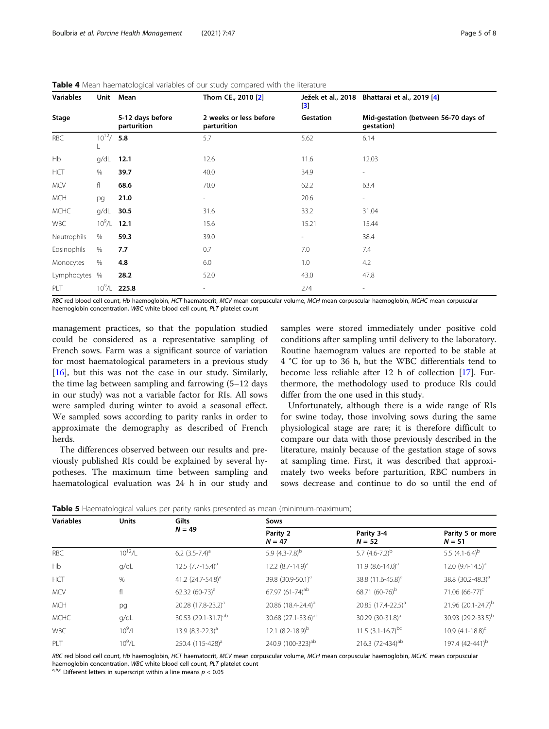**Table 4** Mean haematological variables of our study compared with the literature

| Variables | Unit | Mean | Thorn CE., 2010 [2] | Ježek et al., 2018 [3] | Bhattarai et al., 2019 [4] |
|---|---|---|---|---|---|
| Stage | | 5-12 days before parturition | 2 weeks or less before parturition | Gestation | Mid-gestation (between 56-70 days of gestation) |
| RBC | $10^{12}$/L | **5.8** | 5.7 | 5.62 | 6.14 |
| Hb | g/dL | **12.1** | 12.6 | 11.6 | 12.03 |
| HCT | % | **39.7** | 40.0 | 34.9 | - |
| MCV | fl | **68.6** | 70.0 | 62.2 | 63.4 |
| MCH | pg | **21.0** | - | 20.6 | - |
| MCHC | g/dL | **30.5** | 31.6 | 33.2 | 31.04 |
| WBC | $10^9$/L | **12.1** | 15.6 | 15.21 | 15.44 |
| Neutrophils | % | **59.3** | 39.0 | - | 38.4 |
| Eosinophils | % | **7.7** | 0.7 | 7.0 | 7.4 |
| Monocytes | % | **4.8** | 6.0 | 1.0 | 4.2 |
| Lymphocytes | % | **28.2** | 52.0 | 43.0 | 47.8 |
| PLT | $10^9$/L | **225.8** | - | 274 | - |

*RBC* red blood cell count, *Hb* haemoglobin, *HCT* haematocrit, *MCV* mean corpuscular volume, *MCH* mean corpuscular haemoglobin, *MCHC* mean corpuscular haemoglobin concentration, *WBC* white blood cell count, *PLT* platelet count

management practices, so that the population studied could be considered as a representative sampling of French sows. Farm was a significant source of variation for most haematological parameters in a previous study [16], but this was not the case in our study. Similarly, the time lag between sampling and farrowing (5–12 days in our study) was not a variable factor for RIs. All sows were sampled during winter to avoid a seasonal effect. We sampled sows according to parity ranks in order to approximate the demography as described of French herds.

The differences observed between our results and previously published RIs could be explained by several hypotheses. The maximum time between sampling and haematological evaluation was 24 h in our study and samples were stored immediately under positive cold conditions after sampling until delivery to the laboratory. Routine haemogram values are reported to be stable at 4 °C for up to 36 h, but the WBC differentials tend to become less reliable after 12 h of collection [17]. Furthermore, the methodology used to produce RIs could differ from the one used in this study.

Unfortunately, although there is a wide range of RIs for swine today, those involving sows during the same physiological stage are rare; it is therefore difficult to compare our data with those previously described in the literature, mainly because of the gestation stage of sows at sampling time. First, it was described that approximately two weeks before parturition, RBC numbers in sows decrease and continue to do so until the end of

**Table 5** Haematological values per parity ranks presented as mean (minimum-maximum)

| Variables | Units | Gilts $N = 49$ | Sows | | |
|---|---|---|---|---|---|
| | | | Parity 2 $N = 47$ | Parity 3-4 $N = 52$ | Parity 5 or more $N = 51$ |
| RBC | $10^{12}$/L | 6.2 (3.5-7.4)[a] | 5.9 (4.3-7.8)[b] | 5.7 (4.6-7.2)[b] | 5.5 (4.1-6.4)[b] |
| Hb | g/dL | 12.5 (7.7-15.4)[a] | 12.2 (8.7-14.9)[a] | 11.9 (8.6-14.0)[a] | 12.0 (9.4-14.5)[a] |
| HCT | % | 41.2 (24.7-54.8)[a] | 39.8 (30.9-50.1)[a] | 38.8 (11.6-45.8)[a] | 38.8 (30.2-48.3)[a] |
| MCV | fl | 62.32 (60-73)[a] | 67.97 (61-74)[ab] | 68.71 (60-76)[b] | 71.06 (66-77)[c] |
| MCH | pg | 20.28 (17.8-23.2)[a] | 20.86 (18.4-24.4)[a] | 20.85 (17.4-22.5)[a] | 21.96 (20.1-24.7)[b] |
| MCHC | g/dL | 30.53 (29.1-31.7)[ab] | 30.68 (27.1-33.6)[ab] | 30.29 (30-31.8)[a] | 30.93 (29.2-33.5)[b] |
| WBC | $10^9$/L | 13.9 (8.3-22.3)[a] | 12.1 (8.2-18.9)[b] | 11.5 (3.1-16.7)[bc] | 10.9 (4.1-18.8)[c] |
| PLT | $10^9$/L | 250.4 (115-428)[a] | 240.9 (100-323)[ab] | 216.3 (72-434)[ab] | 197.4 (42-441)[b] |

*RBC* red blood cell count, *Hb* haemoglobin, *HCT* haematocrit, *MCV* mean corpuscular volume, *MCH* mean corpuscular haemoglobin, *MCHC* mean corpuscular haemoglobin concentration, *WBC* white blood cell count, *PLT* platelet count

[a,b,c] Different letters in superscript within a line means $p < 0.05$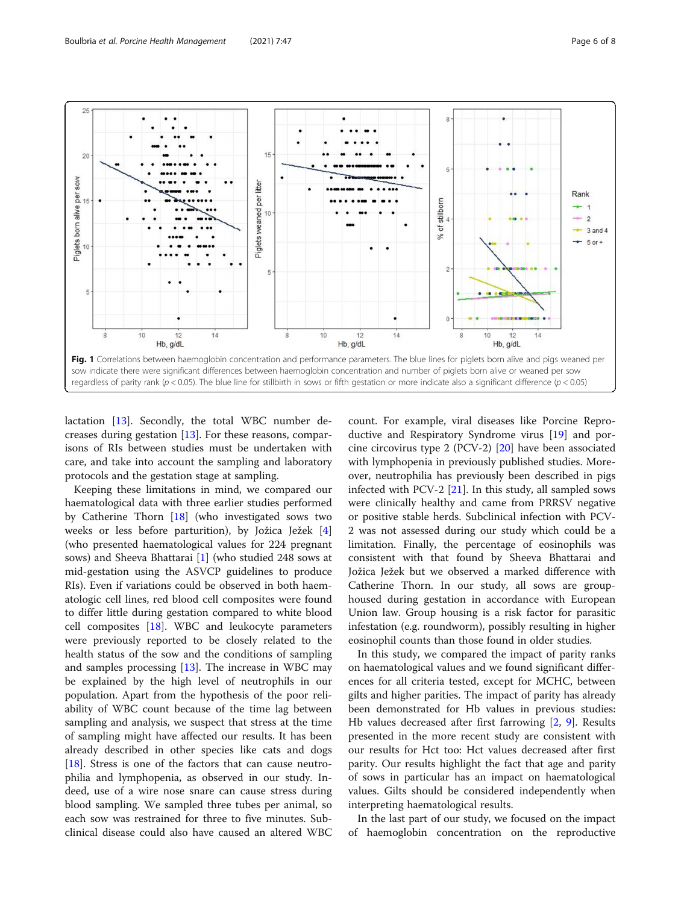25
20
15
10
5
Piglets born alive per sow
8 10 12 14
Hb, g/dL

15
10
5
Piglets weaned per litter
8 10 12 14
Hb, g/dL

8
6
4
2
0
% of stillborn
8 10 12 14
Hb, g/dL

Rank
1
2
3 and 4
5 or +

**Fig. 1** Correlations between haemoglobin concentration and performance parameters. The blue lines for piglets born alive and pigs weaned per sow indicate there were significant differences between haemoglobin concentration and number of piglets born alive or weaned per sow regardless of parity rank ($p < 0.05$). The blue line for stillbirth in sows or fifth gestation or more indicate also a significant difference ($p < 0.05$)

lactation [13]. Secondly, the total WBC number decreases during gestation [13]. For these reasons, comparisons of RIs between studies must be undertaken with care, and take into account the sampling and laboratory protocols and the gestation stage at sampling.

Keeping these limitations in mind, we compared our haematological data with three earlier studies performed by Catherine Thorn [18] (who investigated sows two weeks or less before parturition), by Jožica Ježek [4] (who presented haematological values for 224 pregnant sows) and Sheeva Bhattarai [1] (who studied 248 sows at mid-gestation using the ASVCP guidelines to produce RIs). Even if variations could be observed in both haematologic cell lines, red blood cell composites were found to differ little during gestation compared to white blood cell composites [18]. WBC and leukocyte parameters were previously reported to be closely related to the health status of the sow and the conditions of sampling and samples processing [13]. The increase in WBC may be explained by the high level of neutrophils in our population. Apart from the hypothesis of the poor reliability of WBC count because of the time lag between sampling and analysis, we suspect that stress at the time of sampling might have affected our results. It has been already described in other species like cats and dogs [18]. Stress is one of the factors that can cause neutrophilia and lymphopenia, as observed in our study. Indeed, use of a wire nose snare can cause stress during blood sampling. We sampled three tubes per animal, so each sow was restrained for three to five minutes. Subclinical disease could also have caused an altered WBC count. For example, viral diseases like Porcine Reproductive and Respiratory Syndrome virus [19] and porcine circovirus type 2 (PCV-2) [20] have been associated with lymphopenia in previously published studies. Moreover, neutrophilia has previously been described in pigs infected with PCV-2 [21]. In this study, all sampled sows were clinically healthy and came from PRRSV negative or positive stable herds. Subclinical infection with PCV-2 was not assessed during our study which could be a limitation. Finally, the percentage of eosinophils was consistent with that found by Sheeva Bhattarai and Jožica Ježek but we observed a marked difference with Catherine Thorn. In our study, all sows are group-housed during gestation in accordance with European Union law. Group housing is a risk factor for parasitic infestation (e.g. roundworm), possibly resulting in higher eosinophil counts than those found in older studies.

In this study, we compared the impact of parity ranks on haematological values and we found significant differences for all criteria tested, except for MCHC, between gilts and higher parities. The impact of parity has already been demonstrated for Hb values in previous studies: Hb values decreased after first farrowing [2, 9]. Results presented in the more recent study are consistent with our results for Hct too: Hct values decreased after first parity. Our results highlight the fact that age and parity of sows in particular has an impact on haematological values. Gilts should be considered independently when interpreting haematological results.

In the last part of our study, we focused on the impact of haemoglobin concentration on the reproductive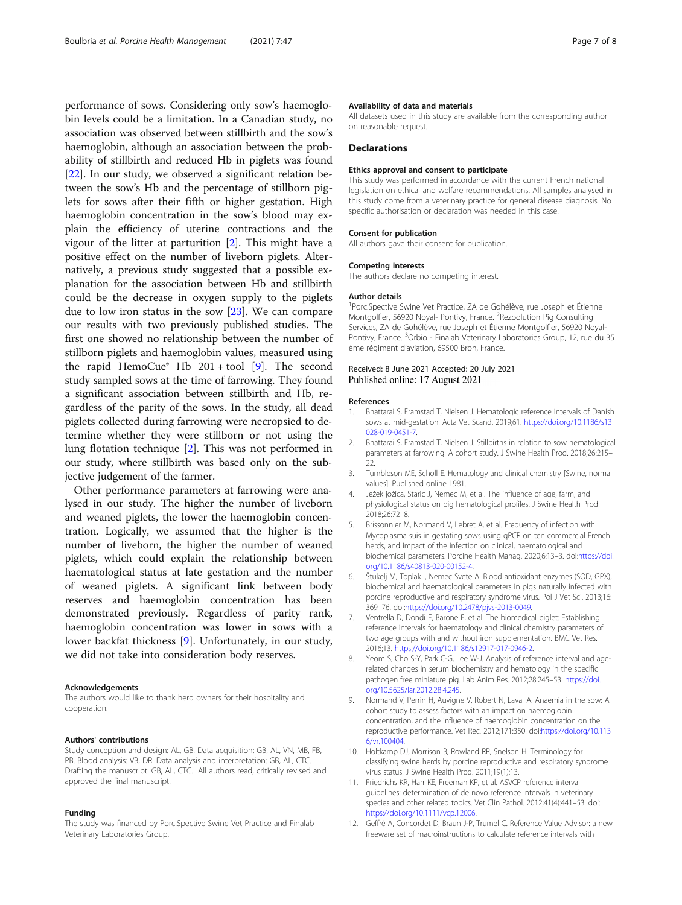performance of sows. Considering only sow's haemoglobin levels could be a limitation. In a Canadian study, no association was observed between stillbirth and the sow's haemoglobin, although an association between the probability of stillbirth and reduced Hb in piglets was found [22]. In our study, we observed a significant relation between the sow's Hb and the percentage of stillborn piglets for sows after their fifth or higher gestation. High haemoglobin concentration in the sow's blood may explain the efficiency of uterine contractions and the vigour of the litter at parturition [2]. This might have a positive effect on the number of liveborn piglets. Alternatively, a previous study suggested that a possible explanation for the association between Hb and stillbirth could be the decrease in oxygen supply to the piglets due to low iron status in the sow [23]. We can compare our results with two previously published studies. The first one showed no relationship between the number of stillborn piglets and haemoglobin values, measured using the rapid HemoCue® Hb 201 + tool [9]. The second study sampled sows at the time of farrowing. They found a significant association between stillbirth and Hb, regardless of the parity of the sows. In the study, all dead piglets collected during farrowing were necropsied to determine whether they were stillborn or not using the lung flotation technique [2]. This was not performed in our study, where stillbirth was based only on the subjective judgement of the farmer.

Other performance parameters at farrowing were analysed in our study. The higher the number of liveborn and weaned piglets, the lower the haemoglobin concentration. Logically, we assumed that the higher is the number of liveborn, the higher the number of weaned piglets, which could explain the relationship between haematological status at late gestation and the number of weaned piglets. A significant link between body reserves and haemoglobin concentration has been demonstrated previously. Regardless of parity rank, haemoglobin concentration was lower in sows with a lower backfat thickness [9]. Unfortunately, in our study, we did not take into consideration body reserves.

#### Acknowledgements
The authors would like to thank herd owners for their hospitality and cooperation.

#### Authors' contributions
Study conception and design: AL, GB. Data acquisition: GB, AL, VN, MB, FB, PB. Blood analysis: VB, DR. Data analysis and interpretation: GB, AL, CTC. Drafting the manuscript: GB, AL, CTC. All authors read, critically revised and approved the final manuscript.

#### Funding
The study was financed by Porc.Spective Swine Vet Practice and Finalab Veterinary Laboratories Group.

#### Availability of data and materials
All datasets used in this study are available from the corresponding author on reasonable request.

## Declarations

#### Ethics approval and consent to participate
This study was performed in accordance with the current French national legislation on ethical and welfare recommendations. All samples analysed in this study come from a veterinary practice for general disease diagnosis. No specific authorisation or declaration was needed in this case.

#### Consent for publication
All authors gave their consent for publication.

#### Competing interests
The authors declare no competing interest.

#### Author details
[1]Porc.Spective Swine Vet Practice, ZA de Gohélève, rue Joseph et Étienne Montgolfier, 56920 Noyal- Pontivy, France. [2]Rezoolution Pig Consulting Services, ZA de Gohélève, rue Joseph et Étienne Montgolfier, 56920 Noyal-Pontivy, France. [3]Orbio - Finalab Veterinary Laboratories Group, 12, rue du 35 ème régiment d'aviation, 69500 Bron, France.

Received: 8 June 2021 Accepted: 20 July 2021
Published online: 17 August 2021

#### References
1. Bhattarai S, Framstad T, Nielsen J. Hematologic reference intervals of Danish sows at mid-gestation. Acta Vet Scand. 2019;61. https://doi.org/10.1186/s13028-019-0451-7.
2. Bhattarai S, Framstad T, Nielsen J. Stillbirths in relation to sow hematological parameters at farrowing: A cohort study. J Swine Health Prod. 2018;26:215–22.
3. Tumbleson ME, Scholl E. Hematology and clinical chemistry [Swine, normal values]. Published online 1981.
4. Ježek jožica, Staric J, Nemec M, et al. The influence of age, farm, and physiological status on pig hematological profiles. J Swine Health Prod. 2018;26:72–8.
5. Brissonnier M, Normand V, Lebret A, et al. Frequency of infection with Mycoplasma suis in gestating sows using qPCR on ten commercial French herds, and impact of the infection on clinical, haematological and biochemical parameters. Porcine Health Manag. 2020;6:13–3. doi:https://doi.org/10.1186/s40813-020-00152-4.
6. Štukelj M, Toplak I, Nemec Svete A. Blood antioxidant enzymes (SOD, GPX), biochemical and haematological parameters in pigs naturally infected with porcine reproductive and respiratory syndrome virus. Pol J Vet Sci. 2013;16:369–76. doi:https://doi.org/10.2478/pjvs-2013-0049.
7. Ventrella D, Dondi F, Barone F, et al. The biomedical piglet: Establishing reference intervals for haematology and clinical chemistry parameters of two age groups with and without iron supplementation. BMC Vet Res. 2016;13. https://doi.org/10.1186/s12917-017-0946-2.
8. Yeom S, Cho S-Y, Park C-G, Lee W-J. Analysis of reference interval and age-related changes in serum biochemistry and hematology in the specific pathogen free miniature pig. Lab Anim Res. 2012;28:245–53. https://doi.org/10.5625/lar.2012.28.4.245.
9. Normand V, Perrin H, Auvigne V, Robert N, Laval A. Anaemia in the sow: A cohort study to assess factors with an impact on haemoglobin concentration, and the influence of haemoglobin concentration on the reproductive performance. Vet Rec. 2012;171:350. doi:https://doi.org/10.1136/vr.100404.
10. Holtkamp DJ, Morrison B, Rowland RR, Snelson H. Terminology for classifying swine herds by porcine reproductive and respiratory syndrome virus status. J Swine Health Prod. 2011;19(1):13.
11. Friedrichs KR, Harr KE, Freeman KP, et al. ASVCP reference interval guidelines: determination of de novo reference intervals in veterinary species and other related topics. Vet Clin Pathol. 2012;41(4):441–53. doi: https://doi.org/10.1111/vcp.12006.
12. Geffré A, Concordet D, Braun J-P, Trumel C. Reference Value Advisor: a new freeware set of macroinstructions to calculate reference intervals with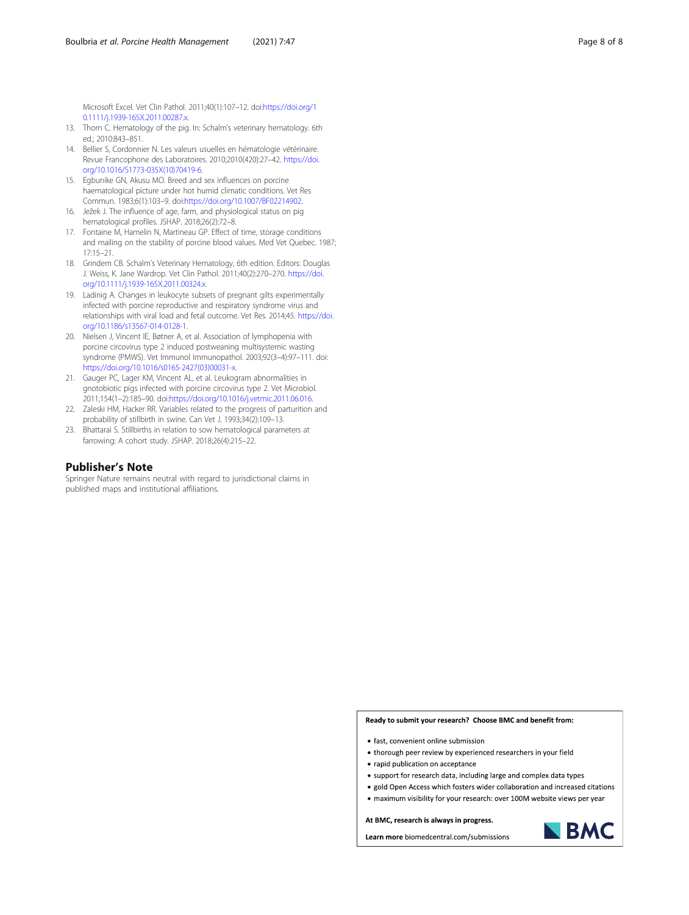Microsoft Excel. Vet Clin Pathol. 2011;40(1):107–12. doi:https://doi.org/10.1111/j.1939-165X.2011.00287.x.

13. Thorn C. Hematology of the pig. In: Schalm's veterinary hematology. 6th ed.; 2010:843–851.
14. Bellier S, Cordonnier N. Les valeurs usuelles en hématologie vétérinaire. Revue Francophone des Laboratoires. 2010;2010(420):27–42. https://doi.org/10.1016/S1773-035X(10)70419-6.
15. Egbunike GN, Akusu MO. Breed and sex influences on porcine haematological picture under hot humid climatic conditions. Vet Res Commun. 1983;6(1):103–9. doi:https://doi.org/10.1007/BF02214902.
16. Ježek J. The influence of age, farm, and physiological status on pig hematological profiles. JSHAP. 2018;26(2):72–8.
17. Fontaine M, Hamelin N, Martineau GP. Effect of time, storage conditions and mailing on the stability of porcine blood values. Med Vet Quebec. 1987;17:15–21.
18. Grindem CB. Schalm's Veterinary Hematology, 6th edition. Editors: Douglas J. Weiss, K. Jane Wardrop. Vet Clin Pathol. 2011;40(2):270–270. https://doi.org/10.1111/j.1939-165X.2011.00324.x.
19. Ladinig A. Changes in leukocyte subsets of pregnant gilts experimentally infected with porcine reproductive and respiratory syndrome virus and relationships with viral load and fetal outcome. Vet Res. 2014;45. https://doi.org/10.1186/s13567-014-0128-1.
20. Nielsen J, Vincent IE, Bøtner A, et al. Association of lymphopenia with porcine circovirus type 2 induced postweaning multisystemic wasting syndrome (PMWS). Vet Immunol Immunopathol. 2003;92(3–4):97–111. doi:https://doi.org/10.1016/s0165-2427(03)00031-x.
21. Gauger PC, Lager KM, Vincent AL, et al. Leukogram abnormalities in gnotobiotic pigs infected with porcine circovirus type 2. Vet Microbiol. 2011;154(1–2):185–90. doi:https://doi.org/10.1016/j.vetmic.2011.06.016.
22. Zaleski HM, Hacker RR. Variables related to the progress of parturition and probability of stillbirth in swine. Can Vet J. 1993;34(2):109–13.
23. Bhattarai S. Stillbirths in relation to sow hematological parameters at farrowing: A cohort study. JSHAP. 2018;26(4):215–22.

## Publisher's Note

Springer Nature remains neutral with regard to jurisdictional claims in published maps and institutional affiliations.

**Ready to submit your research? Choose BMC and benefit from:**

- fast, convenient online submission
- thorough peer review by experienced researchers in your field
- rapid publication on acceptance
- support for research data, including large and complex data types
- gold Open Access which fosters wider collaboration and increased citations
- maximum visibility for your research: over 100M website views per year

**At BMC, research is always in progress.**

**Learn more** biomedcentral.com/submissions

BMC